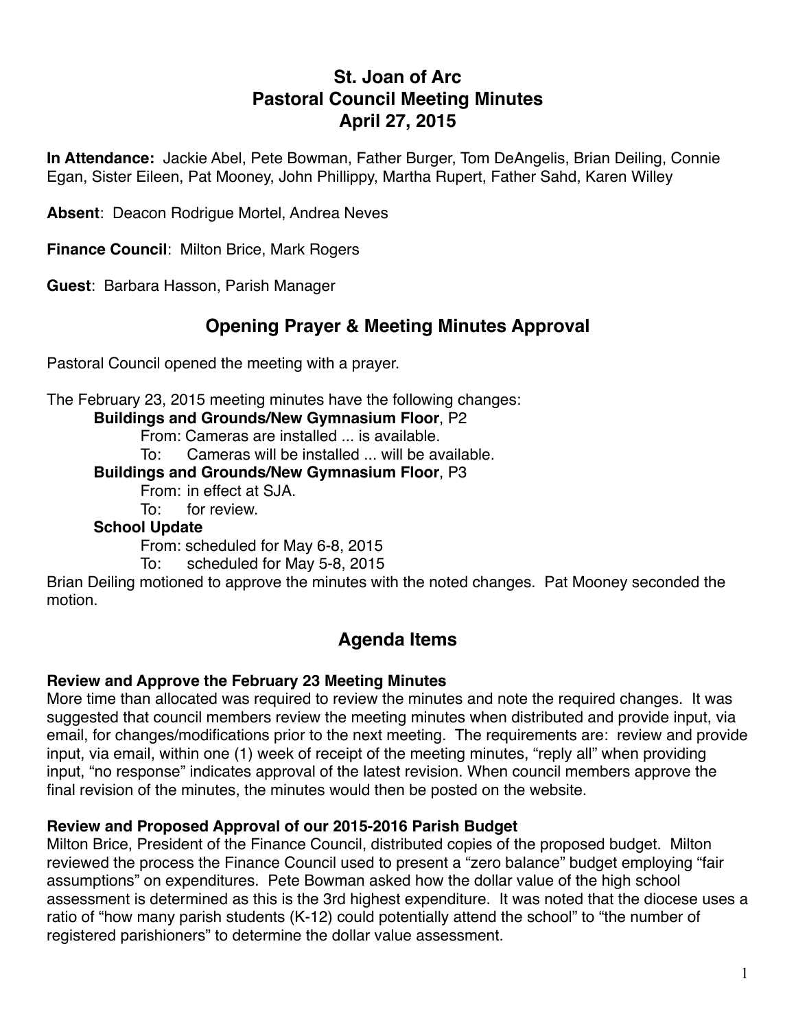# St. Joan of Arc
# Pastoral Council Meeting Minutes
# April 27, 2015

**In Attendance:** Jackie Abel, Pete Bowman, Father Burger, Tom DeAngelis, Brian Deiling, Connie Egan, Sister Eileen, Pat Mooney, John Phillippy, Martha Rupert, Father Sahd, Karen Willey

**Absent**: Deacon Rodrigue Mortel, Andrea Neves

**Finance Council**: Milton Brice, Mark Rogers

**Guest**: Barbara Hasson, Parish Manager

## Opening Prayer & Meeting Minutes Approval

Pastoral Council opened the meeting with a prayer.

The February 23, 2015 meeting minutes have the following changes:

**Buildings and Grounds/New Gymnasium Floor**, P2
- From: Cameras are installed ... is available.
- To: Cameras will be installed ... will be available.

**Buildings and Grounds/New Gymnasium Floor**, P3
- From: in effect at SJA.
- To: for review.

**School Update**
- From: scheduled for May 6-8, 2015
- To: scheduled for May 5-8, 2015

Brian Deiling motioned to approve the minutes with the noted changes. Pat Mooney seconded the motion.

## Agenda Items

### Review and Approve the February 23 Meeting Minutes

More time than allocated was required to review the minutes and note the required changes. It was suggested that council members review the meeting minutes when distributed and provide input, via email, for changes/modifications prior to the next meeting. The requirements are: review and provide input, via email, within one (1) week of receipt of the meeting minutes, "reply all" when providing input, "no response" indicates approval of the latest revision. When council members approve the final revision of the minutes, the minutes would then be posted on the website.

### Review and Proposed Approval of our 2015-2016 Parish Budget

Milton Brice, President of the Finance Council, distributed copies of the proposed budget. Milton reviewed the process the Finance Council used to present a "zero balance" budget employing "fair assumptions" on expenditures. Pete Bowman asked how the dollar value of the high school assessment is determined as this is the 3rd highest expenditure. It was noted that the diocese uses a ratio of "how many parish students (K-12) could potentially attend the school" to "the number of registered parishioners" to determine the dollar value assessment.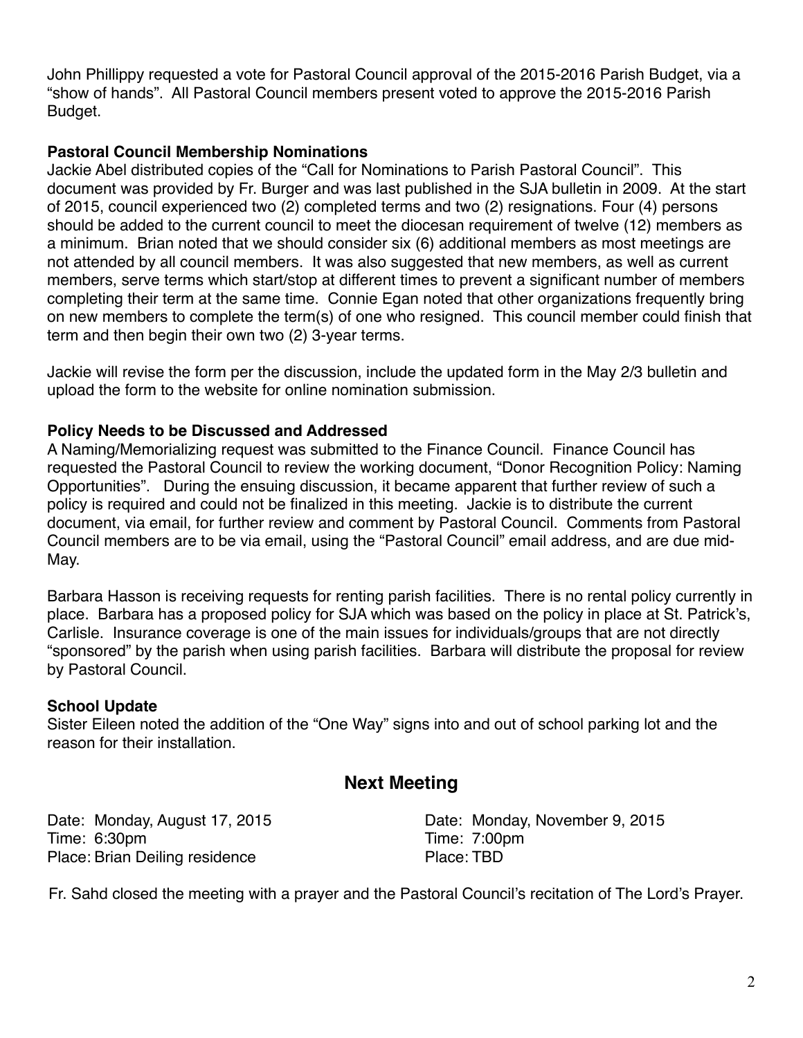John Phillippy requested a vote for Pastoral Council approval of the 2015-2016 Parish Budget, via a "show of hands". All Pastoral Council members present voted to approve the 2015-2016 Parish Budget.

**Pastoral Council Membership Nominations**

Jackie Abel distributed copies of the "Call for Nominations to Parish Pastoral Council". This document was provided by Fr. Burger and was last published in the SJA bulletin in 2009. At the start of 2015, council experienced two (2) completed terms and two (2) resignations. Four (4) persons should be added to the current council to meet the diocesan requirement of twelve (12) members as a minimum. Brian noted that we should consider six (6) additional members as most meetings are not attended by all council members. It was also suggested that new members, as well as current members, serve terms which start/stop at different times to prevent a significant number of members completing their term at the same time. Connie Egan noted that other organizations frequently bring on new members to complete the term(s) of one who resigned. This council member could finish that term and then begin their own two (2) 3-year terms.

Jackie will revise the form per the discussion, include the updated form in the May 2/3 bulletin and upload the form to the website for online nomination submission.

**Policy Needs to be Discussed and Addressed**

A Naming/Memorializing request was submitted to the Finance Council. Finance Council has requested the Pastoral Council to review the working document, "Donor Recognition Policy: Naming Opportunities". During the ensuing discussion, it became apparent that further review of such a policy is required and could not be finalized in this meeting. Jackie is to distribute the current document, via email, for further review and comment by Pastoral Council. Comments from Pastoral Council members are to be via email, using the "Pastoral Council" email address, and are due mid-May.

Barbara Hasson is receiving requests for renting parish facilities. There is no rental policy currently in place. Barbara has a proposed policy for SJA which was based on the policy in place at St. Patrick's, Carlisle. Insurance coverage is one of the main issues for individuals/groups that are not directly "sponsored" by the parish when using parish facilities. Barbara will distribute the proposal for review by Pastoral Council.

**School Update**

Sister Eileen noted the addition of the "One Way" signs into and out of school parking lot and the reason for their installation.

## Next Meeting

Date: Monday, August 17, 2015
Time: 6:30pm
Place: Brian Deiling residence

Date: Monday, November 9, 2015
Time: 7:00pm
Place: TBD

Fr. Sahd closed the meeting with a prayer and the Pastoral Council's recitation of The Lord's Prayer.